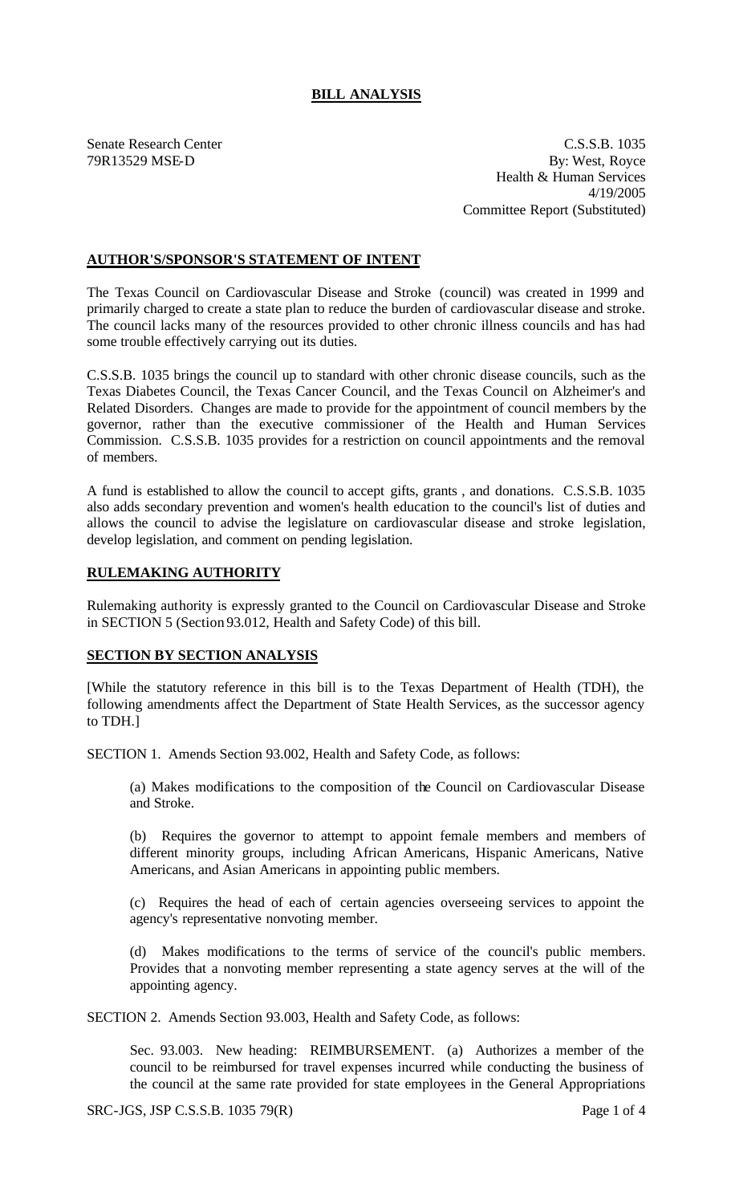# BILL ANALYSIS

Senate Research Center
79R13529 MSE-D

C.S.S.B. 1035
By: West, Royce
Health & Human Services
4/19/2005
Committee Report (Substituted)

## AUTHOR'S/SPONSOR'S STATEMENT OF INTENT

The Texas Council on Cardiovascular Disease and Stroke (council) was created in 1999 and primarily charged to create a state plan to reduce the burden of cardiovascular disease and stroke. The council lacks many of the resources provided to other chronic illness councils and has had some trouble effectively carrying out its duties.

C.S.S.B. 1035 brings the council up to standard with other chronic disease councils, such as the Texas Diabetes Council, the Texas Cancer Council, and the Texas Council on Alzheimer's and Related Disorders. Changes are made to provide for the appointment of council members by the governor, rather than the executive commissioner of the Health and Human Services Commission. C.S.S.B. 1035 provides for a restriction on council appointments and the removal of members.

A fund is established to allow the council to accept gifts, grants, and donations. C.S.S.B. 1035 also adds secondary prevention and women's health education to the council's list of duties and allows the council to advise the legislature on cardiovascular disease and stroke legislation, develop legislation, and comment on pending legislation.

## RULEMAKING AUTHORITY

Rulemaking authority is expressly granted to the Council on Cardiovascular Disease and Stroke in SECTION 5 (Section 93.012, Health and Safety Code) of this bill.

## SECTION BY SECTION ANALYSIS

[While the statutory reference in this bill is to the Texas Department of Health (TDH), the following amendments affect the Department of State Health Services, as the successor agency to TDH.]

SECTION 1. Amends Section 93.002, Health and Safety Code, as follows:

(a) Makes modifications to the composition of the Council on Cardiovascular Disease and Stroke.

(b) Requires the governor to attempt to appoint female members and members of different minority groups, including African Americans, Hispanic Americans, Native Americans, and Asian Americans in appointing public members.

(c) Requires the head of each of certain agencies overseeing services to appoint the agency's representative nonvoting member.

(d) Makes modifications to the terms of service of the council's public members. Provides that a nonvoting member representing a state agency serves at the will of the appointing agency.

SECTION 2. Amends Section 93.003, Health and Safety Code, as follows:

Sec. 93.003. New heading: REIMBURSEMENT. (a) Authorizes a member of the council to be reimbursed for travel expenses incurred while conducting the business of the council at the same rate provided for state employees in the General Appropriations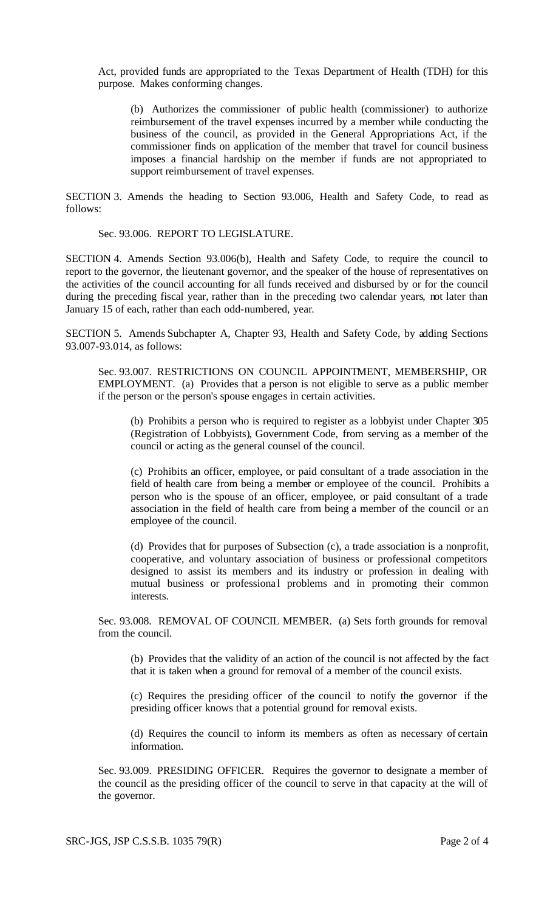Act, provided funds are appropriated to the Texas Department of Health (TDH) for this purpose. Makes conforming changes.

(b) Authorizes the commissioner of public health (commissioner) to authorize reimbursement of the travel expenses incurred by a member while conducting the business of the council, as provided in the General Appropriations Act, if the commissioner finds on application of the member that travel for council business imposes a financial hardship on the member if funds are not appropriated to support reimbursement of travel expenses.

SECTION 3. Amends the heading to Section 93.006, Health and Safety Code, to read as follows:

Sec. 93.006. REPORT TO LEGISLATURE.

SECTION 4. Amends Section 93.006(b), Health and Safety Code, to require the council to report to the governor, the lieutenant governor, and the speaker of the house of representatives on the activities of the council accounting for all funds received and disbursed by or for the council during the preceding fiscal year, rather than in the preceding two calendar years, not later than January 15 of each, rather than each odd-numbered, year.

SECTION 5. Amends Subchapter A, Chapter 93, Health and Safety Code, by adding Sections 93.007-93.014, as follows:

Sec. 93.007. RESTRICTIONS ON COUNCIL APPOINTMENT, MEMBERSHIP, OR EMPLOYMENT. (a) Provides that a person is not eligible to serve as a public member if the person or the person's spouse engages in certain activities.

(b) Prohibits a person who is required to register as a lobbyist under Chapter 305 (Registration of Lobbyists), Government Code, from serving as a member of the council or acting as the general counsel of the council.

(c) Prohibits an officer, employee, or paid consultant of a trade association in the field of health care from being a member or employee of the council. Prohibits a person who is the spouse of an officer, employee, or paid consultant of a trade association in the field of health care from being a member of the council or an employee of the council.

(d) Provides that for purposes of Subsection (c), a trade association is a nonprofit, cooperative, and voluntary association of business or professional competitors designed to assist its members and its industry or profession in dealing with mutual business or professional problems and in promoting their common interests.

Sec. 93.008. REMOVAL OF COUNCIL MEMBER. (a) Sets forth grounds for removal from the council.

(b) Provides that the validity of an action of the council is not affected by the fact that it is taken when a ground for removal of a member of the council exists.

(c) Requires the presiding officer of the council to notify the governor if the presiding officer knows that a potential ground for removal exists.

(d) Requires the council to inform its members as often as necessary of certain information.

Sec. 93.009. PRESIDING OFFICER. Requires the governor to designate a member of the council as the presiding officer of the council to serve in that capacity at the will of the governor.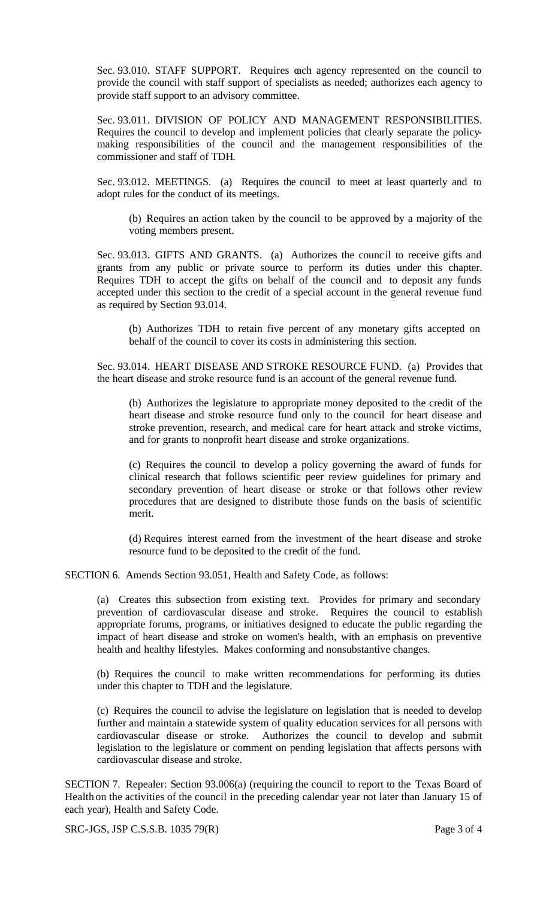Sec. 93.010. STAFF SUPPORT. Requires each agency represented on the council to provide the council with staff support of specialists as needed; authorizes each agency to provide staff support to an advisory committee.

Sec. 93.011. DIVISION OF POLICY AND MANAGEMENT RESPONSIBILITIES. Requires the council to develop and implement policies that clearly separate the policymaking responsibilities of the council and the management responsibilities of the commissioner and staff of TDH.

Sec. 93.012. MEETINGS. (a) Requires the council to meet at least quarterly and to adopt rules for the conduct of its meetings.

> (b) Requires an action taken by the council to be approved by a majority of the voting members present.

Sec. 93.013. GIFTS AND GRANTS. (a) Authorizes the council to receive gifts and grants from any public or private source to perform its duties under this chapter. Requires TDH to accept the gifts on behalf of the council and to deposit any funds accepted under this section to the credit of a special account in the general revenue fund as required by Section 93.014.

> (b) Authorizes TDH to retain five percent of any monetary gifts accepted on behalf of the council to cover its costs in administering this section.

Sec. 93.014. HEART DISEASE AND STROKE RESOURCE FUND. (a) Provides that the heart disease and stroke resource fund is an account of the general revenue fund.

> (b) Authorizes the legislature to appropriate money deposited to the credit of the heart disease and stroke resource fund only to the council for heart disease and stroke prevention, research, and medical care for heart attack and stroke victims, and for grants to nonprofit heart disease and stroke organizations.
>
> (c) Requires the council to develop a policy governing the award of funds for clinical research that follows scientific peer review guidelines for primary and secondary prevention of heart disease or stroke or that follows other review procedures that are designed to distribute those funds on the basis of scientific merit.
>
> (d) Requires interest earned from the investment of the heart disease and stroke resource fund to be deposited to the credit of the fund.

SECTION 6. Amends Section 93.051, Health and Safety Code, as follows:

> (a) Creates this subsection from existing text. Provides for primary and secondary prevention of cardiovascular disease and stroke. Requires the council to establish appropriate forums, programs, or initiatives designed to educate the public regarding the impact of heart disease and stroke on women's health, with an emphasis on preventive health and healthy lifestyles. Makes conforming and nonsubstantive changes.
>
> (b) Requires the council to make written recommendations for performing its duties under this chapter to TDH and the legislature.
>
> (c) Requires the council to advise the legislature on legislation that is needed to develop further and maintain a statewide system of quality education services for all persons with cardiovascular disease or stroke. Authorizes the council to develop and submit legislation to the legislature or comment on pending legislation that affects persons with cardiovascular disease and stroke.

SECTION 7. Repealer: Section 93.006(a) (requiring the council to report to the Texas Board of Health on the activities of the council in the preceding calendar year not later than January 15 of each year), Health and Safety Code.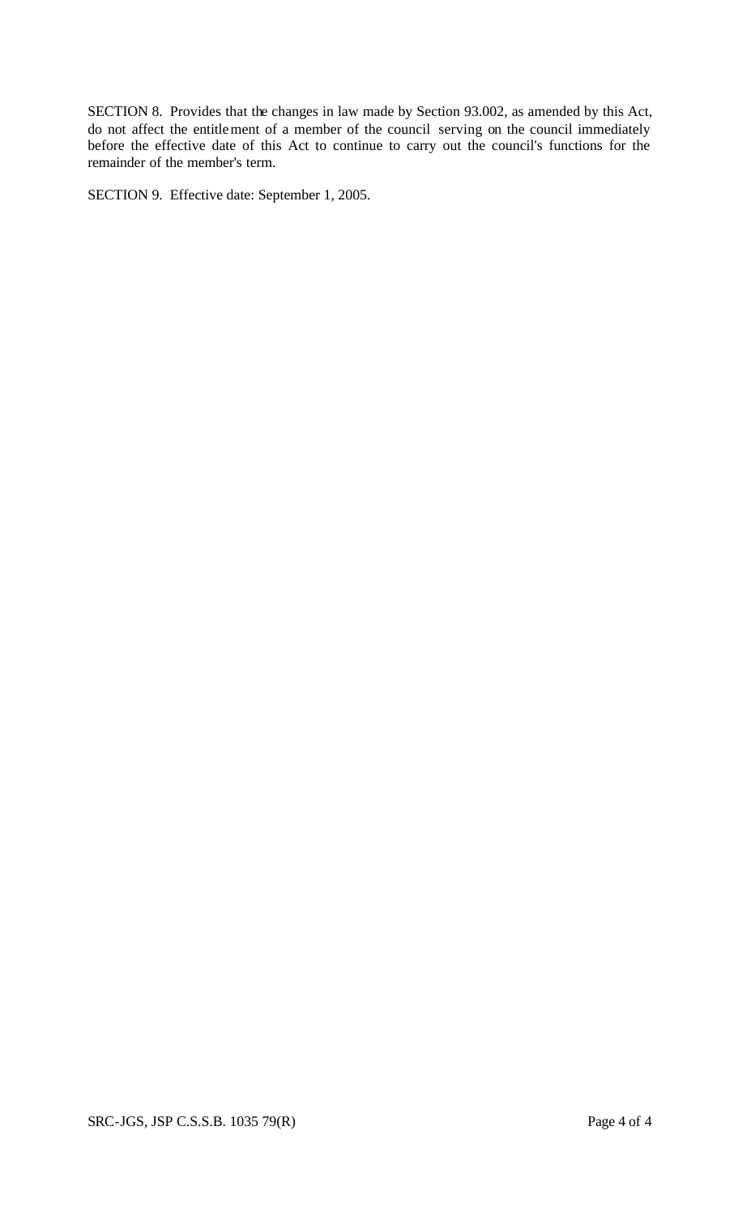SECTION 8. Provides that the changes in law made by Section 93.002, as amended by this Act, do not affect the entitlement of a member of the council serving on the council immediately before the effective date of this Act to continue to carry out the council's functions for the remainder of the member's term.

SECTION 9. Effective date: September 1, 2005.